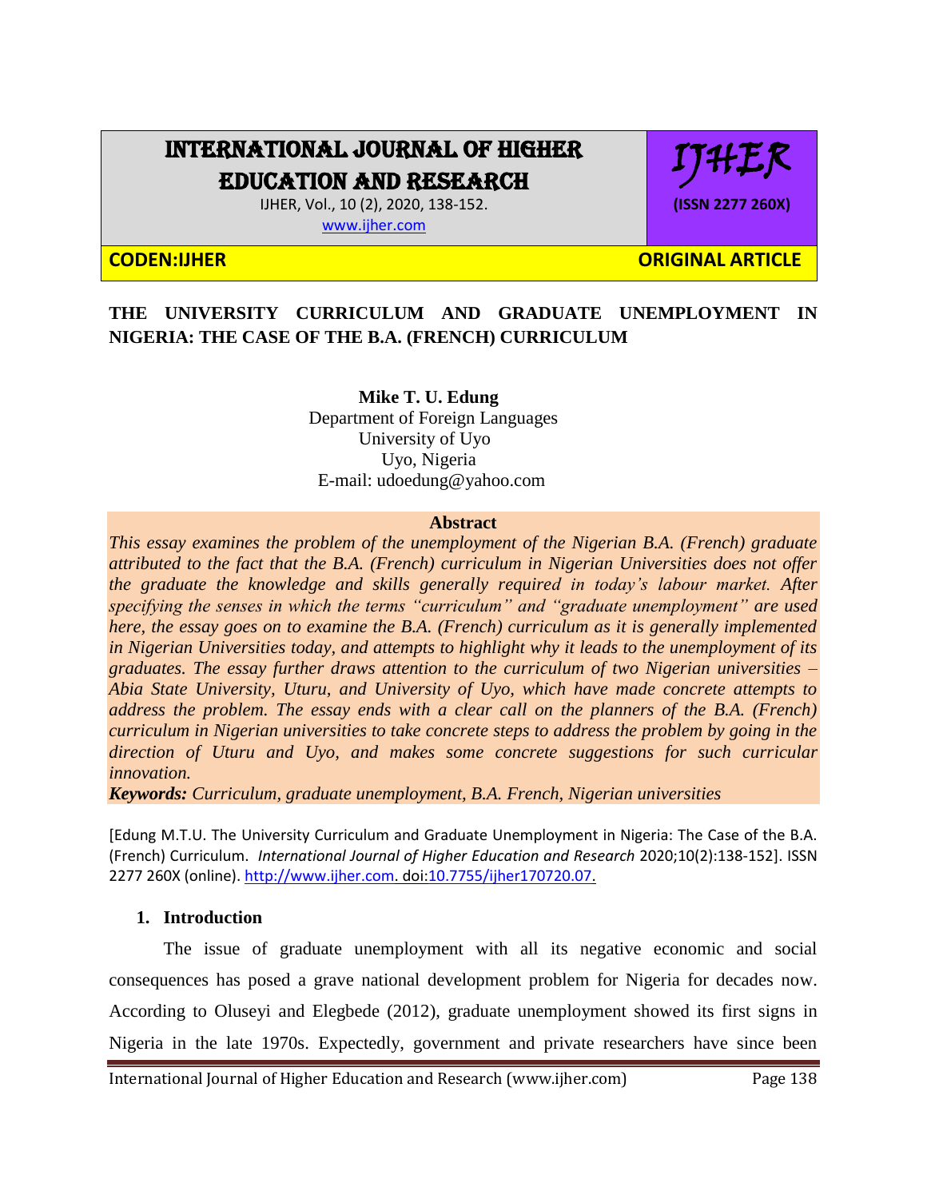# INTERNATIONAL JOURNAL OF HIGHER EDUCATION AND RESEARCH

IJHER

(ISSN 2277 260X)

CODEN:IJHER

ORIGINAL ARTICLE

## THE UNIVERSITY CURRICULUM AND GRADUATE UNEMPLOYMENT IN NIGERIA: THE CASE OF THE B.A. (FRENCH) CURRICULUM

**Mike T. U. Edung**
Department of Foreign Languages
University of Uyo
Uyo, Nigeria
E-mail: udoedung@yahoo.com

**Abstract**

*This essay examines the problem of the unemployment of the Nigerian B.A. (French) graduate attributed to the fact that the B.A. (French) curriculum in Nigerian Universities does not offer the graduate the knowledge and skills generally required in today's labour market. After specifying the senses in which the terms "curriculum" and "graduate unemployment" are used here, the essay goes on to examine the B.A. (French) curriculum as it is generally implemented in Nigerian Universities today, and attempts to highlight why it leads to the unemployment of its graduates. The essay further draws attention to the curriculum of two Nigerian universities – Abia State University, Uturu, and University of Uyo, which have made concrete attempts to address the problem. The essay ends with a clear call on the planners of the B.A. (French) curriculum in Nigerian universities to take concrete steps to address the problem by going in the direction of Uturu and Uyo, and makes some concrete suggestions for such curricular innovation.*

***Keywords:*** *Curriculum, graduate unemployment, B.A. French, Nigerian universities*

[Edung M.T.U. The University Curriculum and Graduate Unemployment in Nigeria: The Case of the B.A. (French) Curriculum. *International Journal of Higher Education and Research* 2020;10(2):138-152]. ISSN 2277 260X (online). http://www.ijher.com. doi:10.7755/ijher170720.07.

### 1. Introduction

The issue of graduate unemployment with all its negative economic and social consequences has posed a grave national development problem for Nigeria for decades now. According to Oluseyi and Elegbede (2012), graduate unemployment showed its first signs in Nigeria in the late 1970s. Expectedly, government and private researchers have since been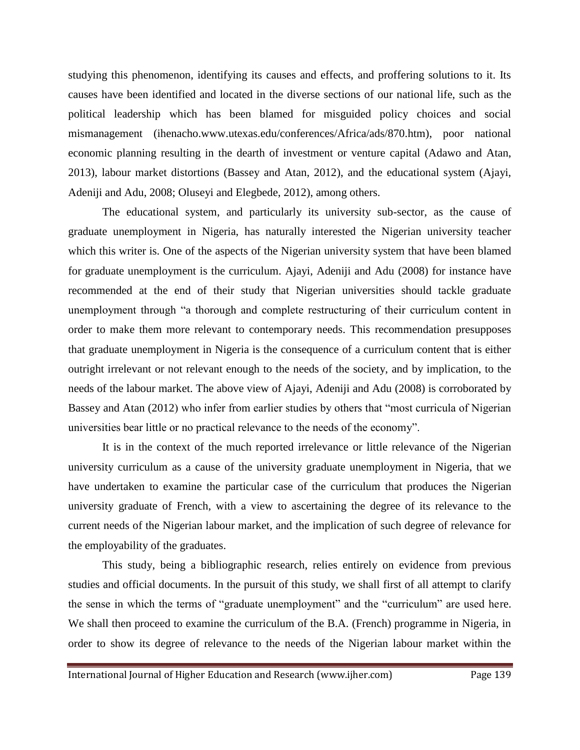studying this phenomenon, identifying its causes and effects, and proffering solutions to it. Its causes have been identified and located in the diverse sections of our national life, such as the political leadership which has been blamed for misguided policy choices and social mismanagement (ihenacho.www.utexas.edu/conferences/Africa/ads/870.htm), poor national economic planning resulting in the dearth of investment or venture capital (Adawo and Atan, 2013), labour market distortions (Bassey and Atan, 2012), and the educational system (Ajayi, Adeniji and Adu, 2008; Oluseyi and Elegbede, 2012), among others.

The educational system, and particularly its university sub-sector, as the cause of graduate unemployment in Nigeria, has naturally interested the Nigerian university teacher which this writer is. One of the aspects of the Nigerian university system that have been blamed for graduate unemployment is the curriculum. Ajayi, Adeniji and Adu (2008) for instance have recommended at the end of their study that Nigerian universities should tackle graduate unemployment through "a thorough and complete restructuring of their curriculum content in order to make them more relevant to contemporary needs. This recommendation presupposes that graduate unemployment in Nigeria is the consequence of a curriculum content that is either outright irrelevant or not relevant enough to the needs of the society, and by implication, to the needs of the labour market. The above view of Ajayi, Adeniji and Adu (2008) is corroborated by Bassey and Atan (2012) who infer from earlier studies by others that "most curricula of Nigerian universities bear little or no practical relevance to the needs of the economy".

It is in the context of the much reported irrelevance or little relevance of the Nigerian university curriculum as a cause of the university graduate unemployment in Nigeria, that we have undertaken to examine the particular case of the curriculum that produces the Nigerian university graduate of French, with a view to ascertaining the degree of its relevance to the current needs of the Nigerian labour market, and the implication of such degree of relevance for the employability of the graduates.

This study, being a bibliographic research, relies entirely on evidence from previous studies and official documents. In the pursuit of this study, we shall first of all attempt to clarify the sense in which the terms of "graduate unemployment" and the "curriculum" are used here. We shall then proceed to examine the curriculum of the B.A. (French) programme in Nigeria, in order to show its degree of relevance to the needs of the Nigerian labour market within the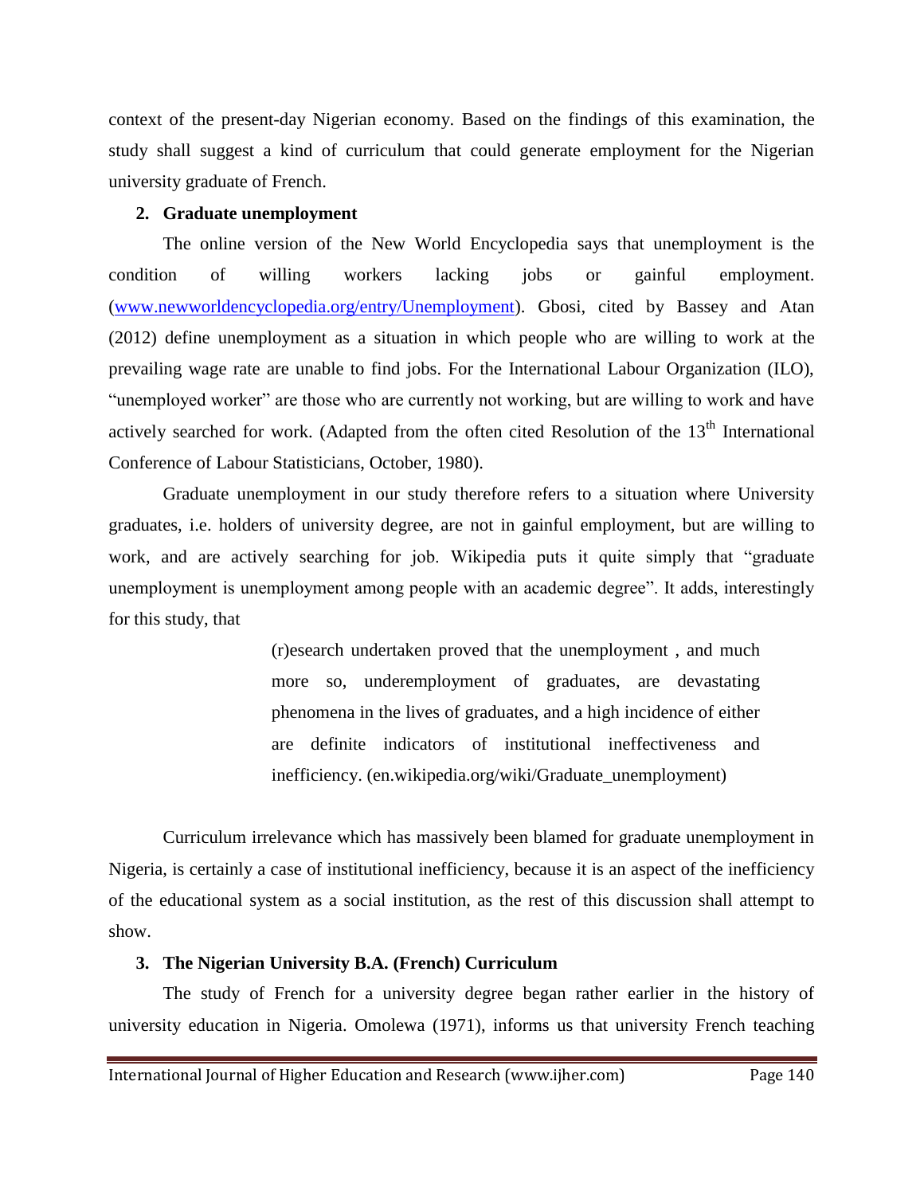context of the present-day Nigerian economy. Based on the findings of this examination, the study shall suggest a kind of curriculum that could generate employment for the Nigerian university graduate of French.

## 2. Graduate unemployment

The online version of the New World Encyclopedia says that unemployment is the condition of willing workers lacking jobs or gainful employment. (www.newworldencyclopedia.org/entry/Unemployment). Gbosi, cited by Bassey and Atan (2012) define unemployment as a situation in which people who are willing to work at the prevailing wage rate are unable to find jobs. For the International Labour Organization (ILO), "unemployed worker" are those who are currently not working, but are willing to work and have actively searched for work. (Adapted from the often cited Resolution of the 13th International Conference of Labour Statisticians, October, 1980).

Graduate unemployment in our study therefore refers to a situation where University graduates, i.e. holders of university degree, are not in gainful employment, but are willing to work, and are actively searching for job. Wikipedia puts it quite simply that "graduate unemployment is unemployment among people with an academic degree". It adds, interestingly for this study, that

> (r)esearch undertaken proved that the unemployment , and much more so, underemployment of graduates, are devastating phenomena in the lives of graduates, and a high incidence of either are definite indicators of institutional ineffectiveness and inefficiency. (en.wikipedia.org/wiki/Graduate_unemployment)

Curriculum irrelevance which has massively been blamed for graduate unemployment in Nigeria, is certainly a case of institutional inefficiency, because it is an aspect of the inefficiency of the educational system as a social institution, as the rest of this discussion shall attempt to show.

## 3. The Nigerian University B.A. (French) Curriculum

The study of French for a university degree began rather earlier in the history of university education in Nigeria. Omolewa (1971), informs us that university French teaching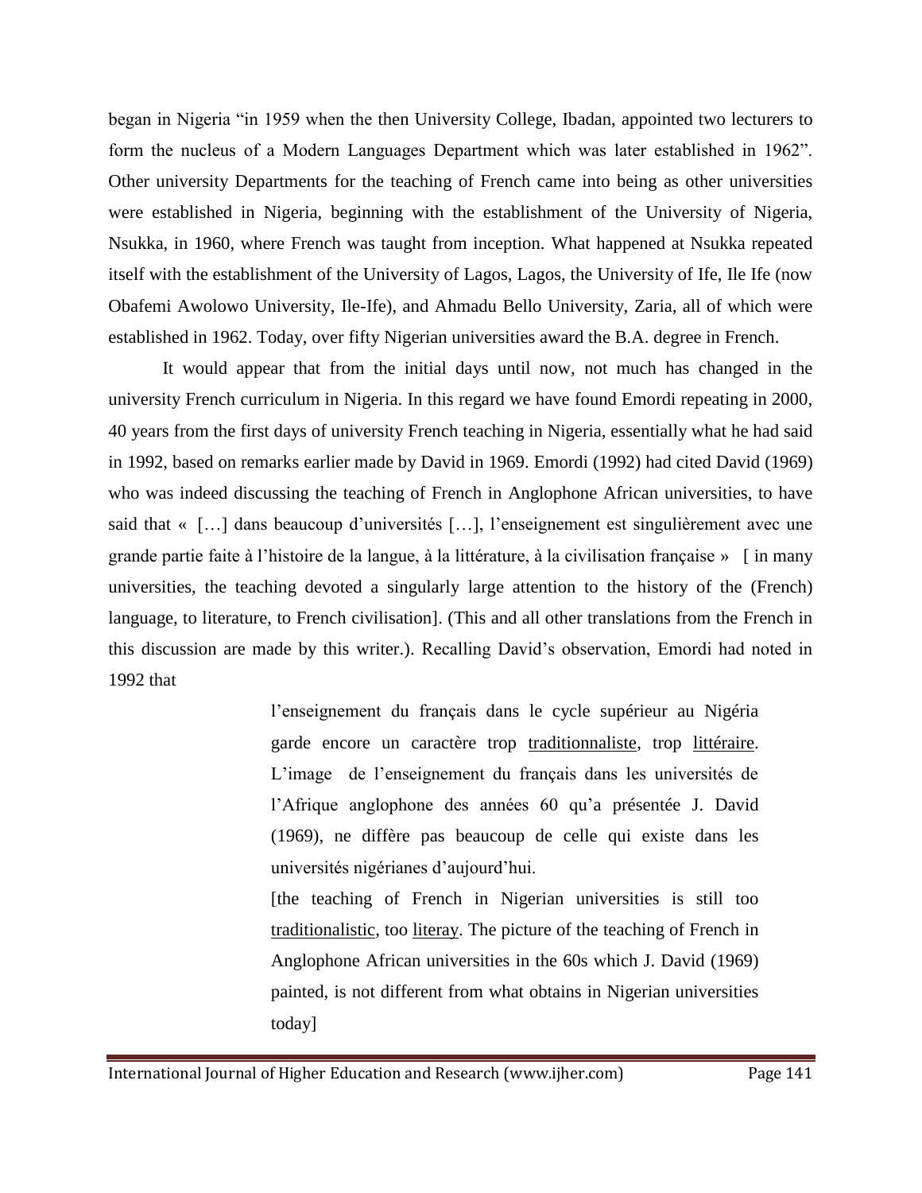began in Nigeria "in 1959 when the then University College, Ibadan, appointed two lecturers to form the nucleus of a Modern Languages Department which was later established in 1962". Other university Departments for the teaching of French came into being as other universities were established in Nigeria, beginning with the establishment of the University of Nigeria, Nsukka, in 1960, where French was taught from inception. What happened at Nsukka repeated itself with the establishment of the University of Lagos, Lagos, the University of Ife, Ile Ife (now Obafemi Awolowo University, Ile-Ife), and Ahmadu Bello University, Zaria, all of which were established in 1962. Today, over fifty Nigerian universities award the B.A. degree in French.

It would appear that from the initial days until now, not much has changed in the university French curriculum in Nigeria. In this regard we have found Emordi repeating in 2000, 40 years from the first days of university French teaching in Nigeria, essentially what he had said in 1992, based on remarks earlier made by David in 1969. Emordi (1992) had cited David (1969) who was indeed discussing the teaching of French in Anglophone African universities, to have said that « […] dans beaucoup d'universités […], l'enseignement est singulièrement avec une grande partie faite à l'histoire de la langue, à la littérature, à la civilisation française » [ in many universities, the teaching devoted a singularly large attention to the history of the (French) language, to literature, to French civilisation]. (This and all other translations from the French in this discussion are made by this writer.). Recalling David's observation, Emordi had noted in 1992 that

> l'enseignement du français dans le cycle supérieur au Nigéria garde encore un caractère trop <u>traditionnaliste</u>, trop <u>littéraire</u>. L'image de l'enseignement du français dans les universités de l'Afrique anglophone des années 60 qu'a présentée J. David (1969), ne diffère pas beaucoup de celle qui existe dans les universités nigérianes d'aujourd'hui.
>
> [the teaching of French in Nigerian universities is still too <u>traditionalistic</u>, too <u>literay</u>. The picture of the teaching of French in Anglophone African universities in the 60s which J. David (1969) painted, is not different from what obtains in Nigerian universities today]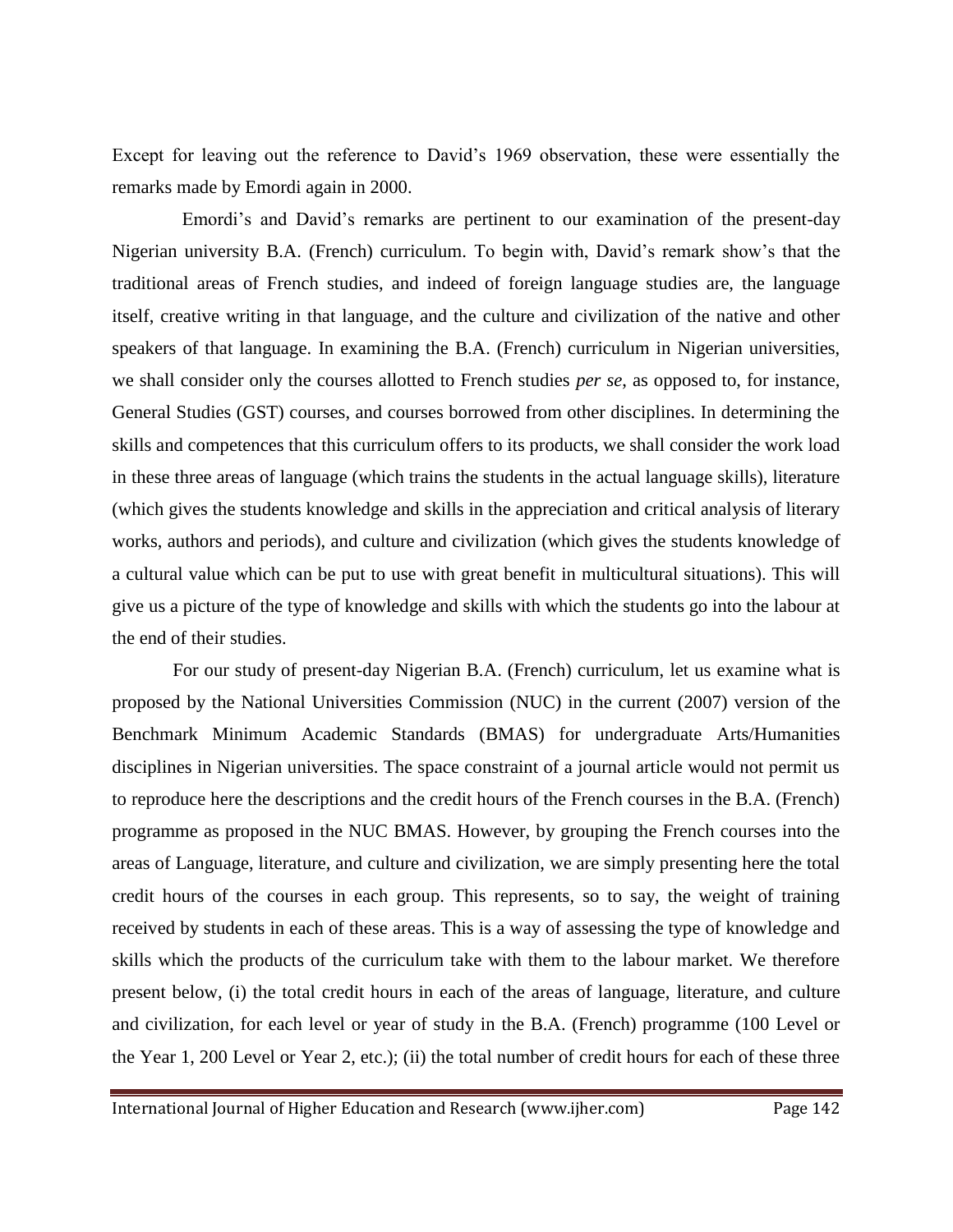Except for leaving out the reference to David's 1969 observation, these were essentially the remarks made by Emordi again in 2000.

Emordi's and David's remarks are pertinent to our examination of the present-day Nigerian university B.A. (French) curriculum. To begin with, David's remark show's that the traditional areas of French studies, and indeed of foreign language studies are, the language itself, creative writing in that language, and the culture and civilization of the native and other speakers of that language. In examining the B.A. (French) curriculum in Nigerian universities, we shall consider only the courses allotted to French studies *per se*, as opposed to, for instance, General Studies (GST) courses, and courses borrowed from other disciplines. In determining the skills and competences that this curriculum offers to its products, we shall consider the work load in these three areas of language (which trains the students in the actual language skills), literature (which gives the students knowledge and skills in the appreciation and critical analysis of literary works, authors and periods), and culture and civilization (which gives the students knowledge of a cultural value which can be put to use with great benefit in multicultural situations). This will give us a picture of the type of knowledge and skills with which the students go into the labour at the end of their studies.

For our study of present-day Nigerian B.A. (French) curriculum, let us examine what is proposed by the National Universities Commission (NUC) in the current (2007) version of the Benchmark Minimum Academic Standards (BMAS) for undergraduate Arts/Humanities disciplines in Nigerian universities. The space constraint of a journal article would not permit us to reproduce here the descriptions and the credit hours of the French courses in the B.A. (French) programme as proposed in the NUC BMAS. However, by grouping the French courses into the areas of Language, literature, and culture and civilization, we are simply presenting here the total credit hours of the courses in each group. This represents, so to say, the weight of training received by students in each of these areas. This is a way of assessing the type of knowledge and skills which the products of the curriculum take with them to the labour market. We therefore present below, (i) the total credit hours in each of the areas of language, literature, and culture and civilization, for each level or year of study in the B.A. (French) programme (100 Level or the Year 1, 200 Level or Year 2, etc.); (ii) the total number of credit hours for each of these three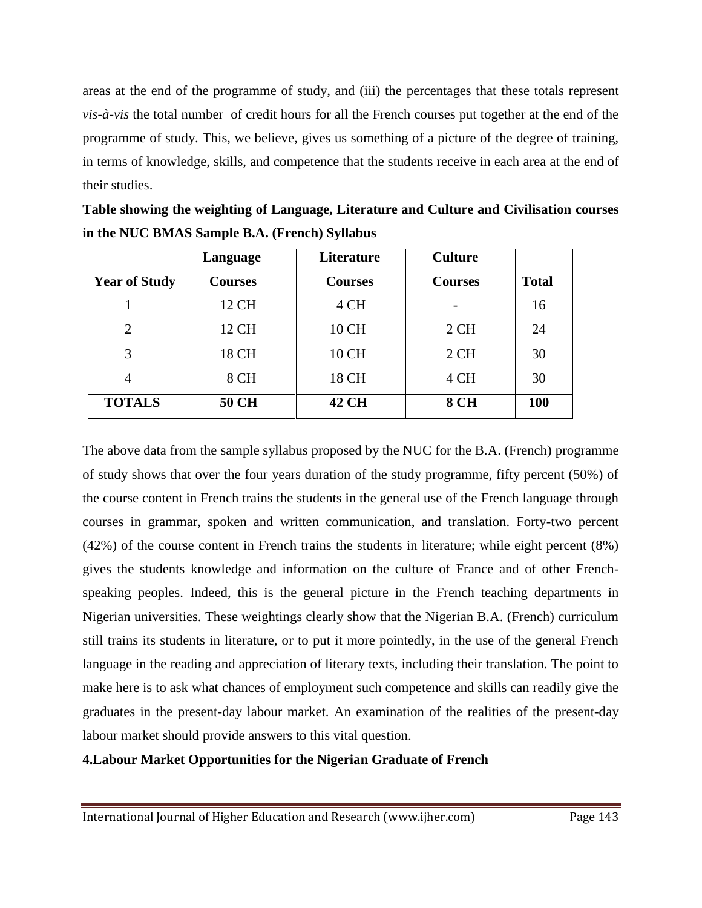areas at the end of the programme of study, and (iii) the percentages that these totals represent *vis-à-vis* the total number of credit hours for all the French courses put together at the end of the programme of study. This, we believe, gives us something of a picture of the degree of training, in terms of knowledge, skills, and competence that the students receive in each area at the end of their studies.

**Table showing the weighting of Language, Literature and Culture and Civilisation courses in the NUC BMAS Sample B.A. (French) Syllabus**

| Year of Study | Language Courses | Literature Courses | Culture Courses | Total |
|---|---|---|---|---|
| 1 | 12 CH | 4 CH | - | 16 |
| 2 | 12 CH | 10 CH | 2 CH | 24 |
| 3 | 18 CH | 10 CH | 2 CH | 30 |
| 4 | 8 CH | 18 CH | 4 CH | 30 |
| **TOTALS** | **50 CH** | **42 CH** | **8 CH** | **100** |

The above data from the sample syllabus proposed by the NUC for the B.A. (French) programme of study shows that over the four years duration of the study programme, fifty percent (50%) of the course content in French trains the students in the general use of the French language through courses in grammar, spoken and written communication, and translation. Forty-two percent (42%) of the course content in French trains the students in literature; while eight percent (8%) gives the students knowledge and information on the culture of France and of other French-speaking peoples. Indeed, this is the general picture in the French teaching departments in Nigerian universities. These weightings clearly show that the Nigerian B.A. (French) curriculum still trains its students in literature, or to put it more pointedly, in the use of the general French language in the reading and appreciation of literary texts, including their translation. The point to make here is to ask what chances of employment such competence and skills can readily give the graduates in the present-day labour market. An examination of the realities of the present-day labour market should provide answers to this vital question.

## 4.Labour Market Opportunities for the Nigerian Graduate of French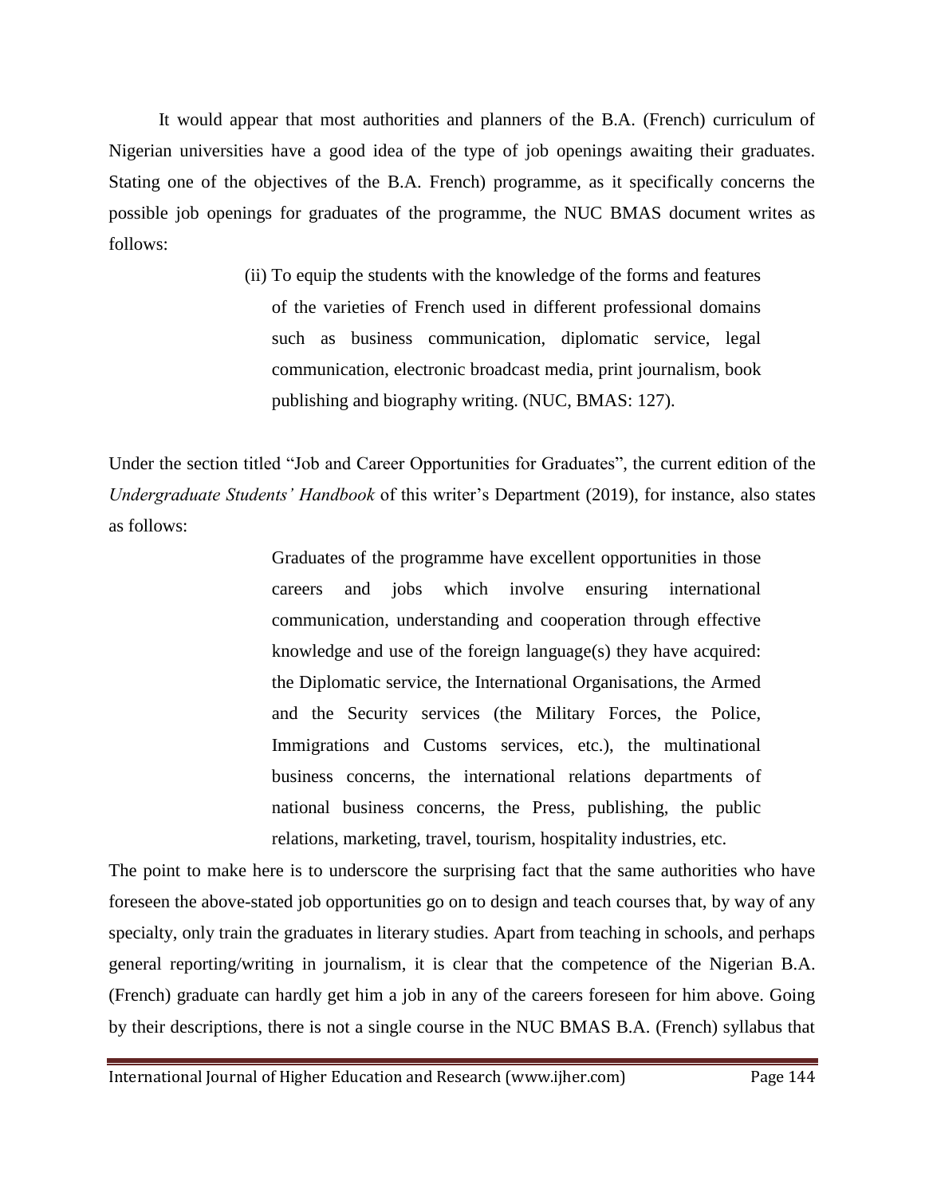It would appear that most authorities and planners of the B.A. (French) curriculum of Nigerian universities have a good idea of the type of job openings awaiting their graduates. Stating one of the objectives of the B.A. French) programme, as it specifically concerns the possible job openings for graduates of the programme, the NUC BMAS document writes as follows:

> (ii) To equip the students with the knowledge of the forms and features of the varieties of French used in different professional domains such as business communication, diplomatic service, legal communication, electronic broadcast media, print journalism, book publishing and biography writing. (NUC, BMAS: 127).

Under the section titled "Job and Career Opportunities for Graduates", the current edition of the *Undergraduate Students' Handbook* of this writer's Department (2019), for instance, also states as follows:

> Graduates of the programme have excellent opportunities in those careers and jobs which involve ensuring international communication, understanding and cooperation through effective knowledge and use of the foreign language(s) they have acquired: the Diplomatic service, the International Organisations, the Armed and the Security services (the Military Forces, the Police, Immigrations and Customs services, etc.), the multinational business concerns, the international relations departments of national business concerns, the Press, publishing, the public relations, marketing, travel, tourism, hospitality industries, etc.

The point to make here is to underscore the surprising fact that the same authorities who have foreseen the above-stated job opportunities go on to design and teach courses that, by way of any specialty, only train the graduates in literary studies. Apart from teaching in schools, and perhaps general reporting/writing in journalism, it is clear that the competence of the Nigerian B.A. (French) graduate can hardly get him a job in any of the careers foreseen for him above. Going by their descriptions, there is not a single course in the NUC BMAS B.A. (French) syllabus that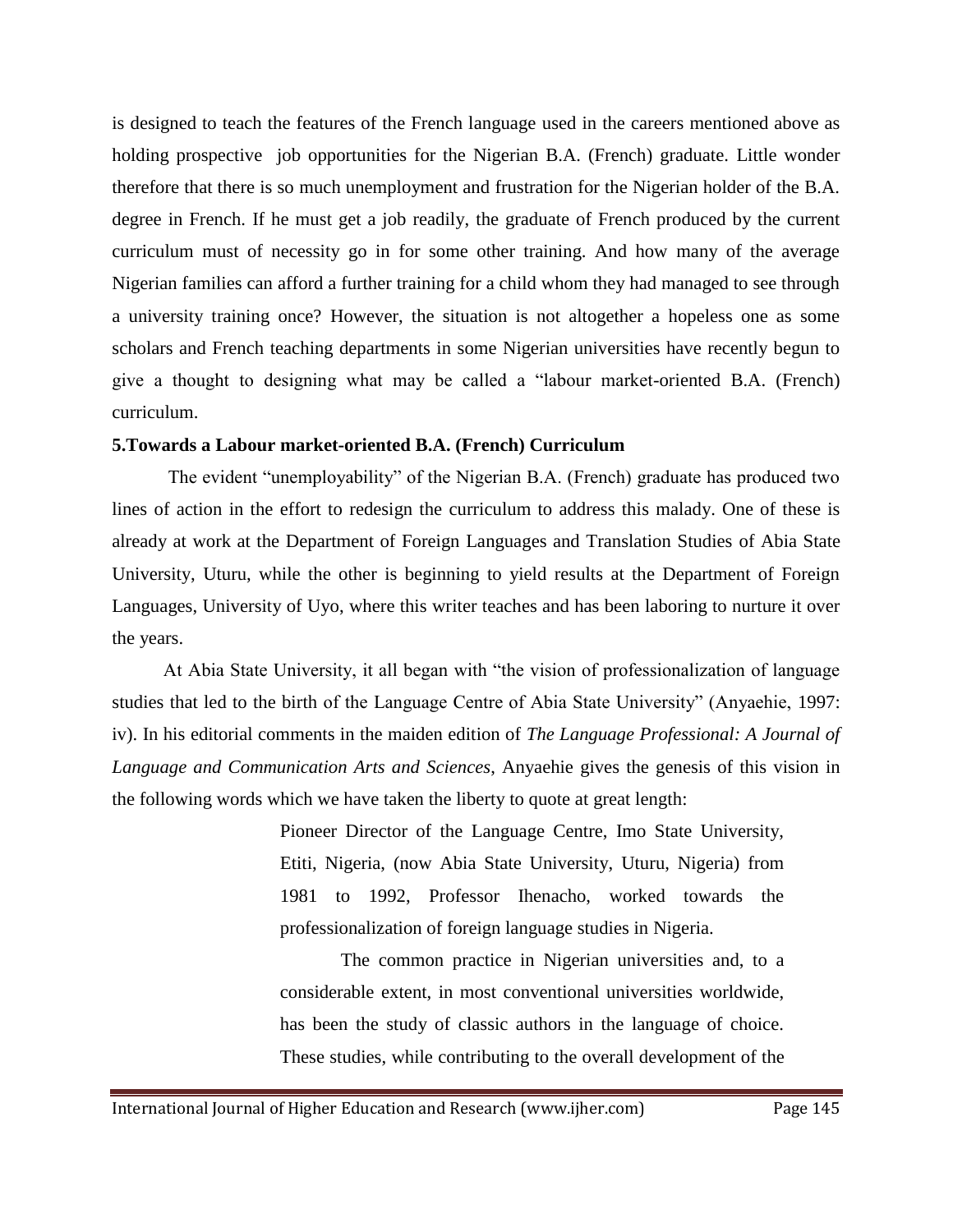is designed to teach the features of the French language used in the careers mentioned above as holding prospective job opportunities for the Nigerian B.A. (French) graduate. Little wonder therefore that there is so much unemployment and frustration for the Nigerian holder of the B.A. degree in French. If he must get a job readily, the graduate of French produced by the current curriculum must of necessity go in for some other training. And how many of the average Nigerian families can afford a further training for a child whom they had managed to see through a university training once? However, the situation is not altogether a hopeless one as some scholars and French teaching departments in some Nigerian universities have recently begun to give a thought to designing what may be called a "labour market-oriented B.A. (French) curriculum.

### 5.Towards a Labour market-oriented B.A. (French) Curriculum

The evident "unemployability" of the Nigerian B.A. (French) graduate has produced two lines of action in the effort to redesign the curriculum to address this malady. One of these is already at work at the Department of Foreign Languages and Translation Studies of Abia State University, Uturu, while the other is beginning to yield results at the Department of Foreign Languages, University of Uyo, where this writer teaches and has been laboring to nurture it over the years.

At Abia State University, it all began with "the vision of professionalization of language studies that led to the birth of the Language Centre of Abia State University" (Anyaehie, 1997: iv). In his editorial comments in the maiden edition of *The Language Professional: A Journal of Language and Communication Arts and Sciences*, Anyaehie gives the genesis of this vision in the following words which we have taken the liberty to quote at great length:

> Pioneer Director of the Language Centre, Imo State University, Etiti, Nigeria, (now Abia State University, Uturu, Nigeria) from 1981 to 1992, Professor Ihenacho, worked towards the professionalization of foreign language studies in Nigeria.
>
> The common practice in Nigerian universities and, to a considerable extent, in most conventional universities worldwide, has been the study of classic authors in the language of choice. These studies, while contributing to the overall development of the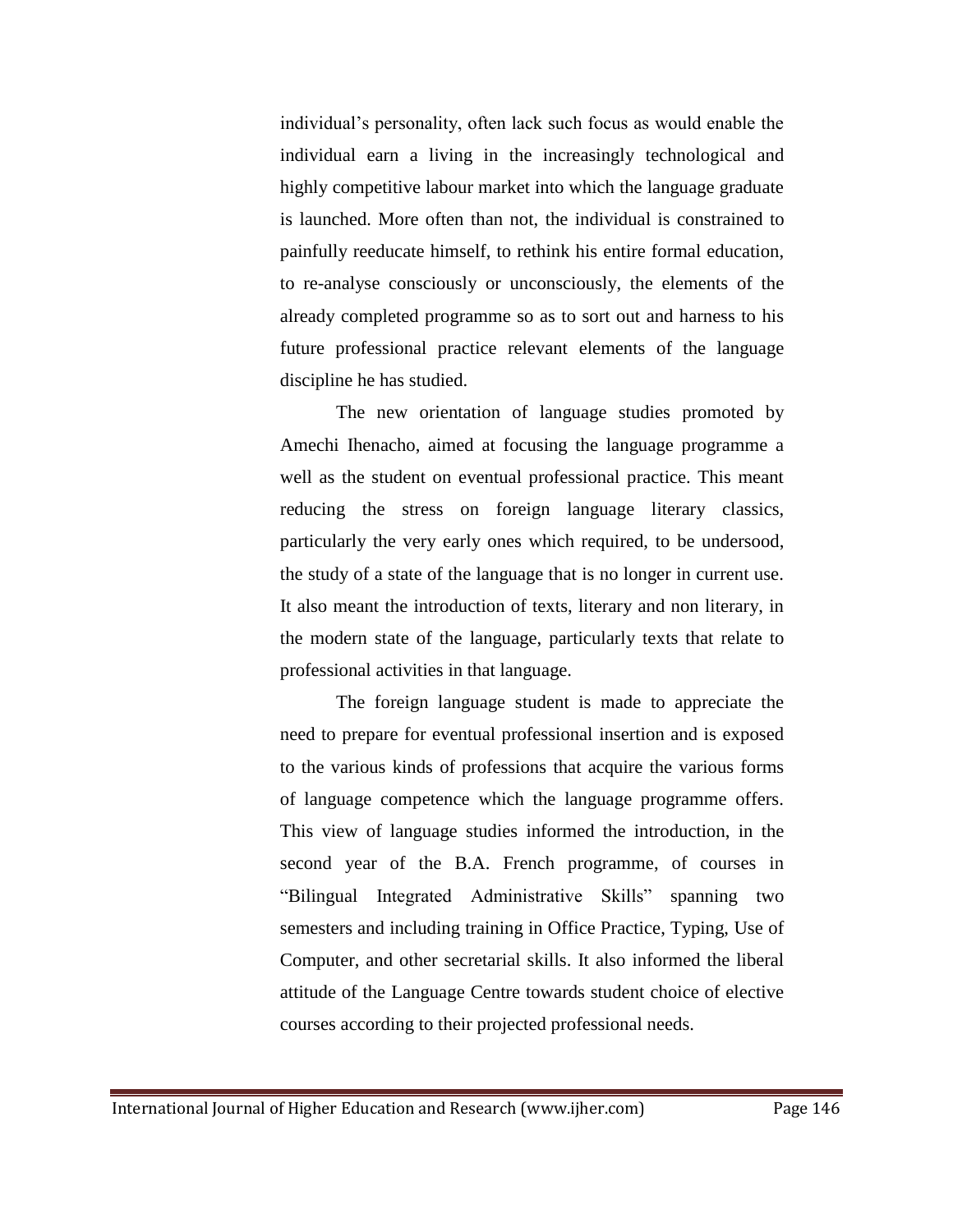individual's personality, often lack such focus as would enable the individual earn a living in the increasingly technological and highly competitive labour market into which the language graduate is launched. More often than not, the individual is constrained to painfully reeducate himself, to rethink his entire formal education, to re-analyse consciously or unconsciously, the elements of the already completed programme so as to sort out and harness to his future professional practice relevant elements of the language discipline he has studied.

The new orientation of language studies promoted by Amechi Ihenacho, aimed at focusing the language programme a well as the student on eventual professional practice. This meant reducing the stress on foreign language literary classics, particularly the very early ones which required, to be undersood, the study of a state of the language that is no longer in current use. It also meant the introduction of texts, literary and non literary, in the modern state of the language, particularly texts that relate to professional activities in that language.

The foreign language student is made to appreciate the need to prepare for eventual professional insertion and is exposed to the various kinds of professions that acquire the various forms of language competence which the language programme offers. This view of language studies informed the introduction, in the second year of the B.A. French programme, of courses in "Bilingual Integrated Administrative Skills" spanning two semesters and including training in Office Practice, Typing, Use of Computer, and other secretarial skills. It also informed the liberal attitude of the Language Centre towards student choice of elective courses according to their projected professional needs.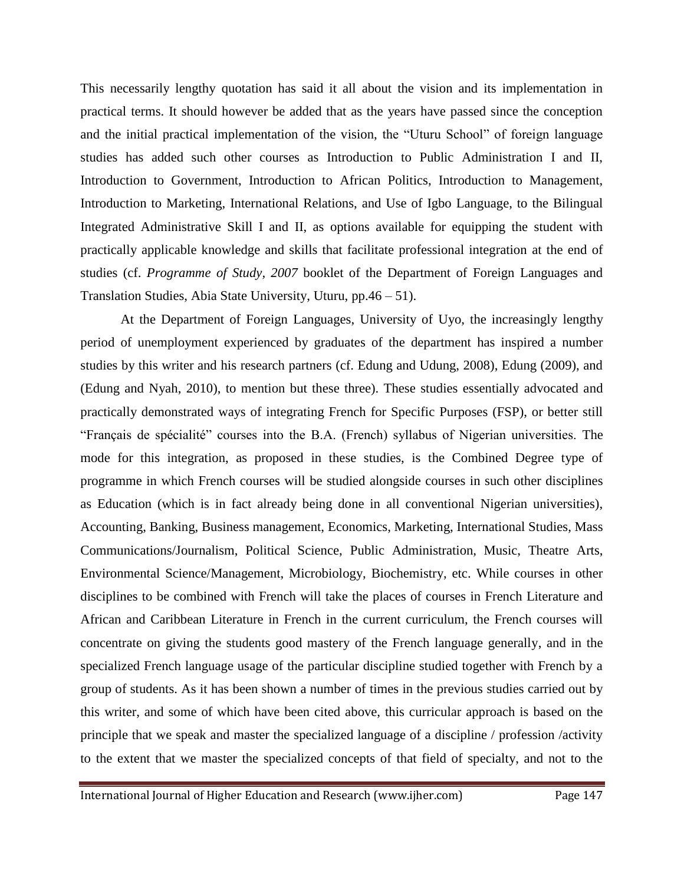This necessarily lengthy quotation has said it all about the vision and its implementation in practical terms. It should however be added that as the years have passed since the conception and the initial practical implementation of the vision, the "Uturu School" of foreign language studies has added such other courses as Introduction to Public Administration I and II, Introduction to Government, Introduction to African Politics, Introduction to Management, Introduction to Marketing, International Relations, and Use of Igbo Language, to the Bilingual Integrated Administrative Skill I and II, as options available for equipping the student with practically applicable knowledge and skills that facilitate professional integration at the end of studies (cf. *Programme of Study, 2007* booklet of the Department of Foreign Languages and Translation Studies, Abia State University, Uturu, pp.46 – 51).

At the Department of Foreign Languages, University of Uyo, the increasingly lengthy period of unemployment experienced by graduates of the department has inspired a number studies by this writer and his research partners (cf. Edung and Udung, 2008), Edung (2009), and (Edung and Nyah, 2010), to mention but these three). These studies essentially advocated and practically demonstrated ways of integrating French for Specific Purposes (FSP), or better still "Français de spécialité" courses into the B.A. (French) syllabus of Nigerian universities. The mode for this integration, as proposed in these studies, is the Combined Degree type of programme in which French courses will be studied alongside courses in such other disciplines as Education (which is in fact already being done in all conventional Nigerian universities), Accounting, Banking, Business management, Economics, Marketing, International Studies, Mass Communications/Journalism, Political Science, Public Administration, Music, Theatre Arts, Environmental Science/Management, Microbiology, Biochemistry, etc. While courses in other disciplines to be combined with French will take the places of courses in French Literature and African and Caribbean Literature in French in the current curriculum, the French courses will concentrate on giving the students good mastery of the French language generally, and in the specialized French language usage of the particular discipline studied together with French by a group of students. As it has been shown a number of times in the previous studies carried out by this writer, and some of which have been cited above, this curricular approach is based on the principle that we speak and master the specialized language of a discipline / profession /activity to the extent that we master the specialized concepts of that field of specialty, and not to the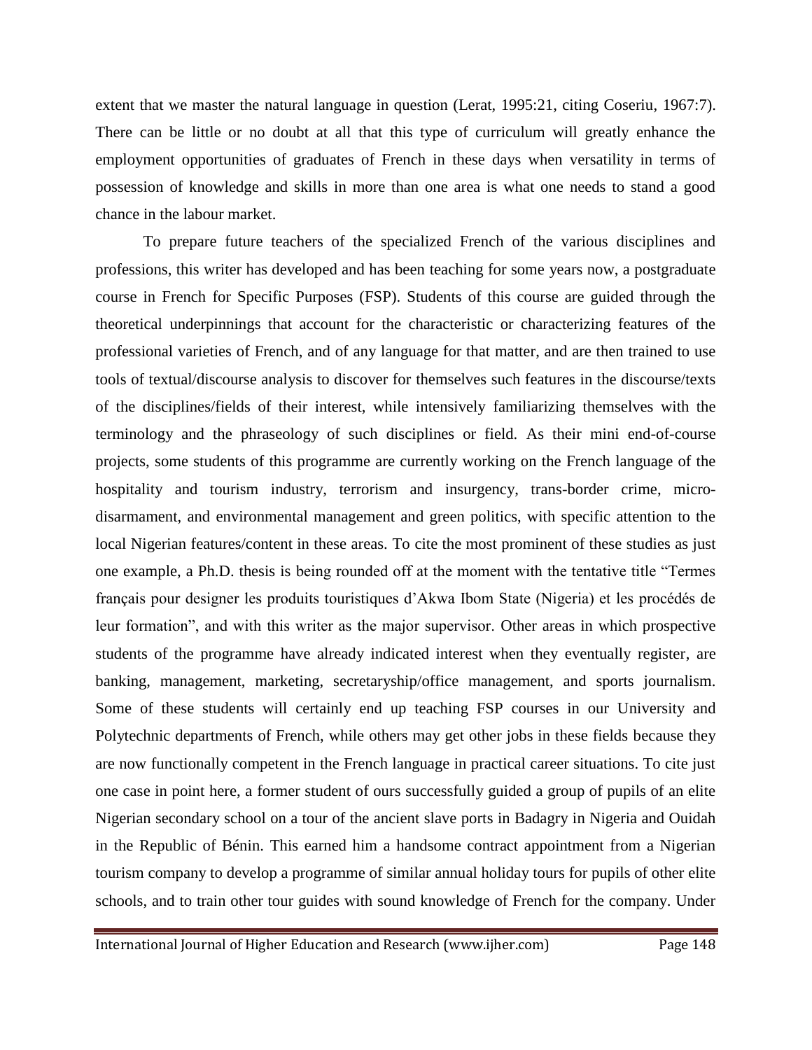extent that we master the natural language in question (Lerat, 1995:21, citing Coseriu, 1967:7). There can be little or no doubt at all that this type of curriculum will greatly enhance the employment opportunities of graduates of French in these days when versatility in terms of possession of knowledge and skills in more than one area is what one needs to stand a good chance in the labour market.

To prepare future teachers of the specialized French of the various disciplines and professions, this writer has developed and has been teaching for some years now, a postgraduate course in French for Specific Purposes (FSP). Students of this course are guided through the theoretical underpinnings that account for the characteristic or characterizing features of the professional varieties of French, and of any language for that matter, and are then trained to use tools of textual/discourse analysis to discover for themselves such features in the discourse/texts of the disciplines/fields of their interest, while intensively familiarizing themselves with the terminology and the phraseology of such disciplines or field. As their mini end-of-course projects, some students of this programme are currently working on the French language of the hospitality and tourism industry, terrorism and insurgency, trans-border crime, micro-disarmament, and environmental management and green politics, with specific attention to the local Nigerian features/content in these areas. To cite the most prominent of these studies as just one example, a Ph.D. thesis is being rounded off at the moment with the tentative title "Termes français pour designer les produits touristiques d'Akwa Ibom State (Nigeria) et les procédés de leur formation", and with this writer as the major supervisor. Other areas in which prospective students of the programme have already indicated interest when they eventually register, are banking, management, marketing, secretaryship/office management, and sports journalism. Some of these students will certainly end up teaching FSP courses in our University and Polytechnic departments of French, while others may get other jobs in these fields because they are now functionally competent in the French language in practical career situations. To cite just one case in point here, a former student of ours successfully guided a group of pupils of an elite Nigerian secondary school on a tour of the ancient slave ports in Badagry in Nigeria and Ouidah in the Republic of Bénin. This earned him a handsome contract appointment from a Nigerian tourism company to develop a programme of similar annual holiday tours for pupils of other elite schools, and to train other tour guides with sound knowledge of French for the company. Under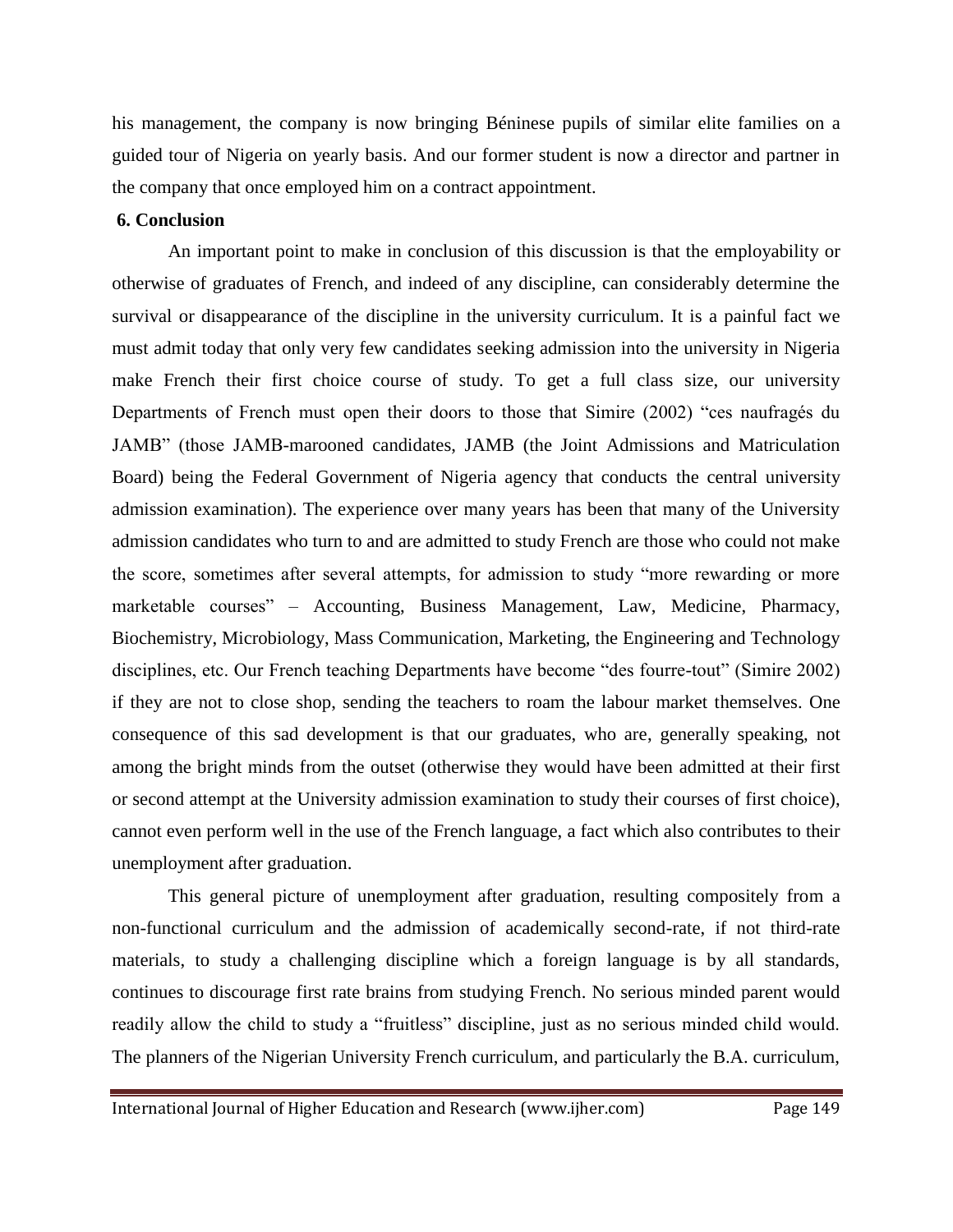his management, the company is now bringing Béninese pupils of similar elite families on a guided tour of Nigeria on yearly basis. And our former student is now a director and partner in the company that once employed him on a contract appointment.

## 6. Conclusion

An important point to make in conclusion of this discussion is that the employability or otherwise of graduates of French, and indeed of any discipline, can considerably determine the survival or disappearance of the discipline in the university curriculum. It is a painful fact we must admit today that only very few candidates seeking admission into the university in Nigeria make French their first choice course of study. To get a full class size, our university Departments of French must open their doors to those that Simire (2002) "ces naufragés du JAMB" (those JAMB-marooned candidates, JAMB (the Joint Admissions and Matriculation Board) being the Federal Government of Nigeria agency that conducts the central university admission examination). The experience over many years has been that many of the University admission candidates who turn to and are admitted to study French are those who could not make the score, sometimes after several attempts, for admission to study "more rewarding or more marketable courses" – Accounting, Business Management, Law, Medicine, Pharmacy, Biochemistry, Microbiology, Mass Communication, Marketing, the Engineering and Technology disciplines, etc. Our French teaching Departments have become "des fourre-tout" (Simire 2002) if they are not to close shop, sending the teachers to roam the labour market themselves. One consequence of this sad development is that our graduates, who are, generally speaking, not among the bright minds from the outset (otherwise they would have been admitted at their first or second attempt at the University admission examination to study their courses of first choice), cannot even perform well in the use of the French language, a fact which also contributes to their unemployment after graduation.

This general picture of unemployment after graduation, resulting compositely from a non-functional curriculum and the admission of academically second-rate, if not third-rate materials, to study a challenging discipline which a foreign language is by all standards, continues to discourage first rate brains from studying French. No serious minded parent would readily allow the child to study a "fruitless" discipline, just as no serious minded child would. The planners of the Nigerian University French curriculum, and particularly the B.A. curriculum,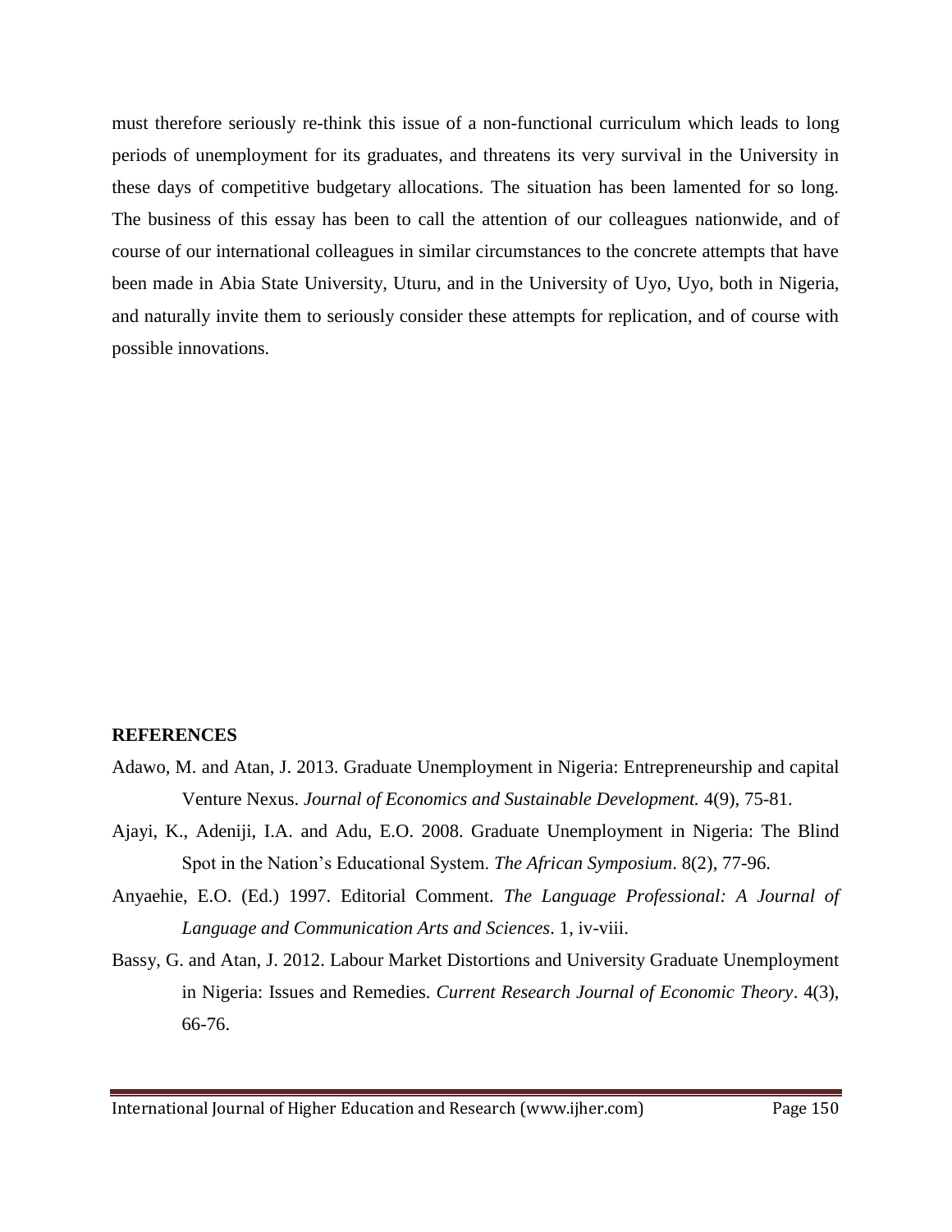must therefore seriously re-think this issue of a non-functional curriculum which leads to long periods of unemployment for its graduates, and threatens its very survival in the University in these days of competitive budgetary allocations. The situation has been lamented for so long. The business of this essay has been to call the attention of our colleagues nationwide, and of course of our international colleagues in similar circumstances to the concrete attempts that have been made in Abia State University, Uturu, and in the University of Uyo, Uyo, both in Nigeria, and naturally invite them to seriously consider these attempts for replication, and of course with possible innovations.

## REFERENCES

Adawo, M. and Atan, J. 2013. Graduate Unemployment in Nigeria: Entrepreneurship and capital Venture Nexus. *Journal of Economics and Sustainable Development.* 4(9), 75-81.

Ajayi, K., Adeniji, I.A. and Adu, E.O. 2008. Graduate Unemployment in Nigeria: The Blind Spot in the Nation's Educational System. *The African Symposium*. 8(2), 77-96.

Anyaehie, E.O. (Ed.) 1997. Editorial Comment. *The Language Professional: A Journal of Language and Communication Arts and Sciences*. 1, iv-viii.

Bassy, G. and Atan, J. 2012. Labour Market Distortions and University Graduate Unemployment in Nigeria: Issues and Remedies. *Current Research Journal of Economic Theory*. 4(3), 66-76.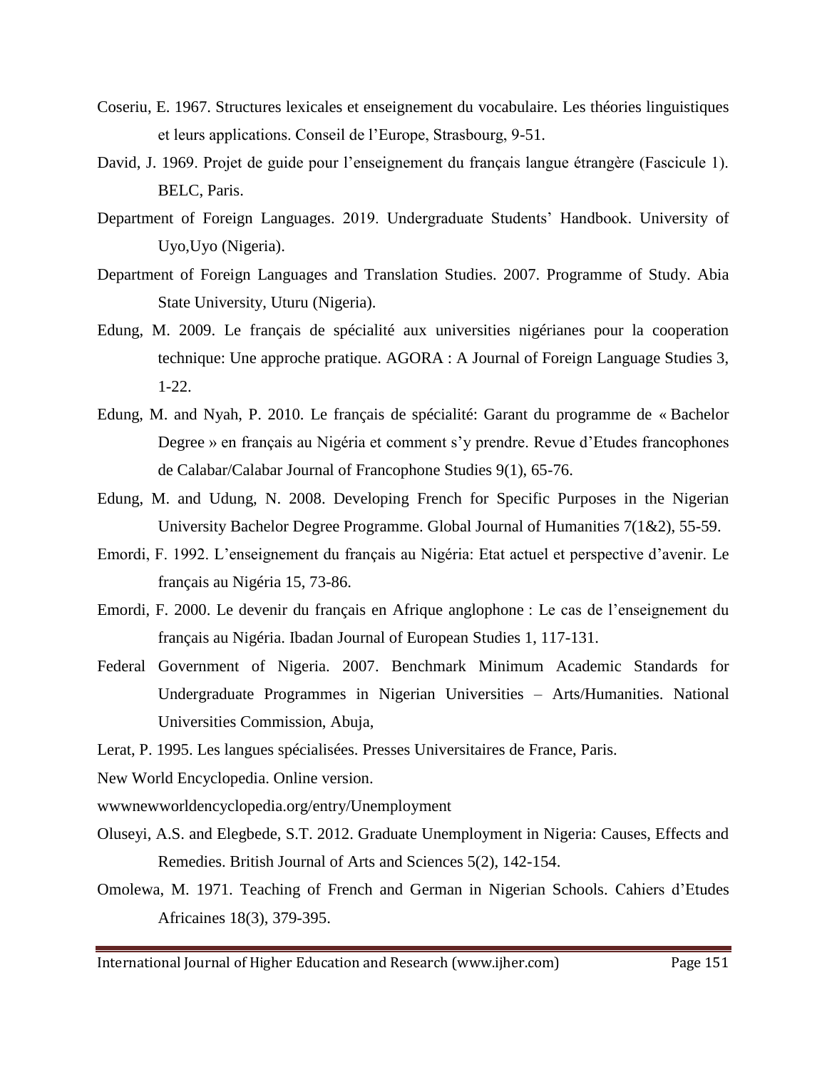Coseriu, E. 1967. Structures lexicales et enseignement du vocabulaire. Les théories linguistiques et leurs applications. Conseil de l'Europe, Strasbourg, 9-51.

David, J. 1969. Projet de guide pour l'enseignement du français langue étrangère (Fascicule 1). BELC, Paris.

Department of Foreign Languages. 2019. Undergraduate Students' Handbook. University of Uyo,Uyo (Nigeria).

Department of Foreign Languages and Translation Studies. 2007. Programme of Study. Abia State University, Uturu (Nigeria).

Edung, M. 2009. Le français de spécialité aux universities nigérianes pour la cooperation technique: Une approche pratique. AGORA : A Journal of Foreign Language Studies 3, 1-22.

Edung, M. and Nyah, P. 2010. Le français de spécialité: Garant du programme de « Bachelor Degree » en français au Nigéria et comment s'y prendre. Revue d'Etudes francophones de Calabar/Calabar Journal of Francophone Studies 9(1), 65-76.

Edung, M. and Udung, N. 2008. Developing French for Specific Purposes in the Nigerian University Bachelor Degree Programme. Global Journal of Humanities 7(1&2), 55-59.

Emordi, F. 1992. L'enseignement du français au Nigéria: Etat actuel et perspective d'avenir. Le français au Nigéria 15, 73-86.

Emordi, F. 2000. Le devenir du français en Afrique anglophone : Le cas de l'enseignement du français au Nigéria. Ibadan Journal of European Studies 1, 117-131.

Federal Government of Nigeria. 2007. Benchmark Minimum Academic Standards for Undergraduate Programmes in Nigerian Universities – Arts/Humanities. National Universities Commission, Abuja,

Lerat, P. 1995. Les langues spécialisées. Presses Universitaires de France, Paris.

New World Encyclopedia. Online version.

wwwnewworldencyclopedia.org/entry/Unemployment

Oluseyi, A.S. and Elegbede, S.T. 2012. Graduate Unemployment in Nigeria: Causes, Effects and Remedies. British Journal of Arts and Sciences 5(2), 142-154.

Omolewa, M. 1971. Teaching of French and German in Nigerian Schools. Cahiers d'Etudes Africaines 18(3), 379-395.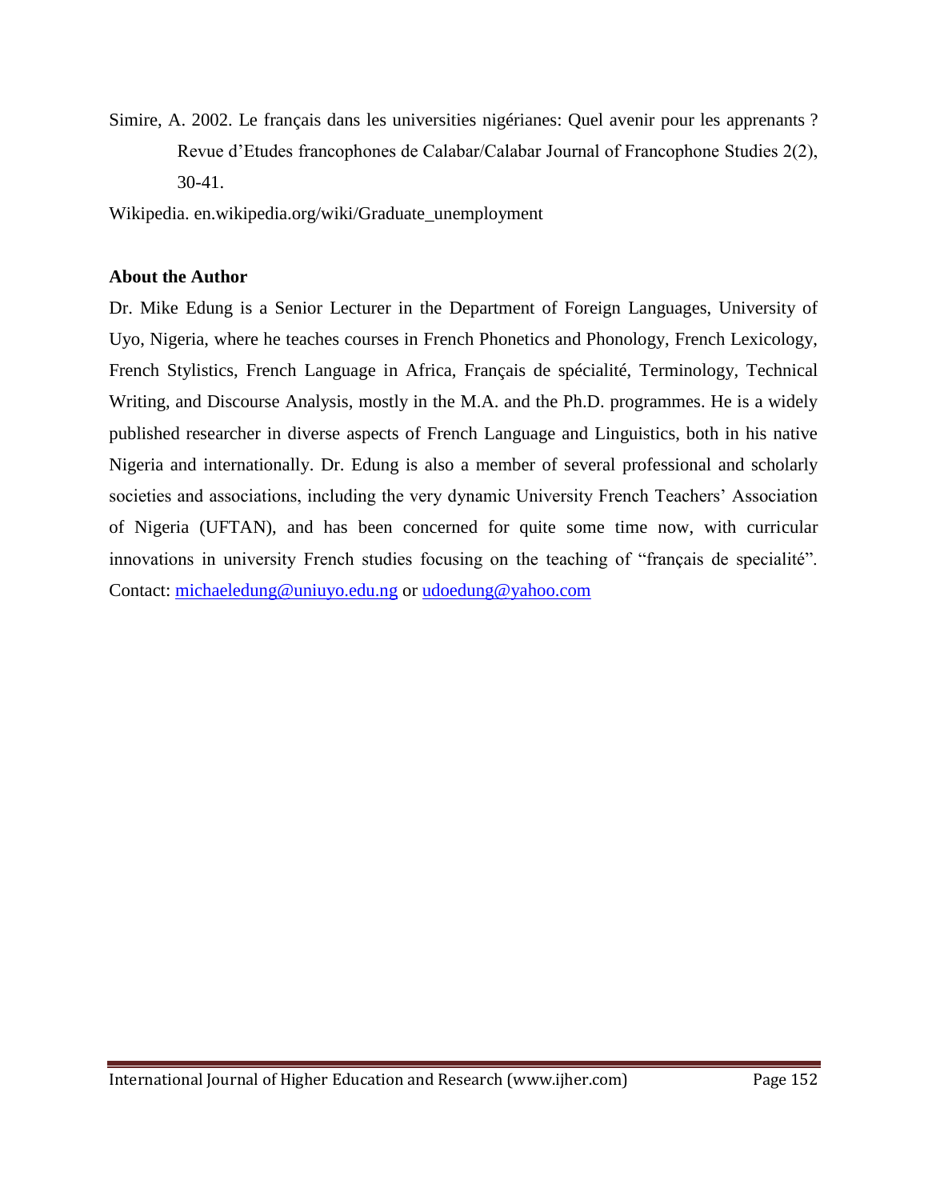Simire, A. 2002. Le français dans les universities nigérianes: Quel avenir pour les apprenants ? Revue d'Etudes francophones de Calabar/Calabar Journal of Francophone Studies 2(2), 30-41.

Wikipedia. en.wikipedia.org/wiki/Graduate_unemployment

**About the Author**

Dr. Mike Edung is a Senior Lecturer in the Department of Foreign Languages, University of Uyo, Nigeria, where he teaches courses in French Phonetics and Phonology, French Lexicology, French Stylistics, French Language in Africa, Français de spécialité, Terminology, Technical Writing, and Discourse Analysis, mostly in the M.A. and the Ph.D. programmes. He is a widely published researcher in diverse aspects of French Language and Linguistics, both in his native Nigeria and internationally. Dr. Edung is also a member of several professional and scholarly societies and associations, including the very dynamic University French Teachers' Association of Nigeria (UFTAN), and has been concerned for quite some time now, with curricular innovations in university French studies focusing on the teaching of "français de specialité". Contact: michaeledung@uniuyo.edu.ng or udoedung@yahoo.com